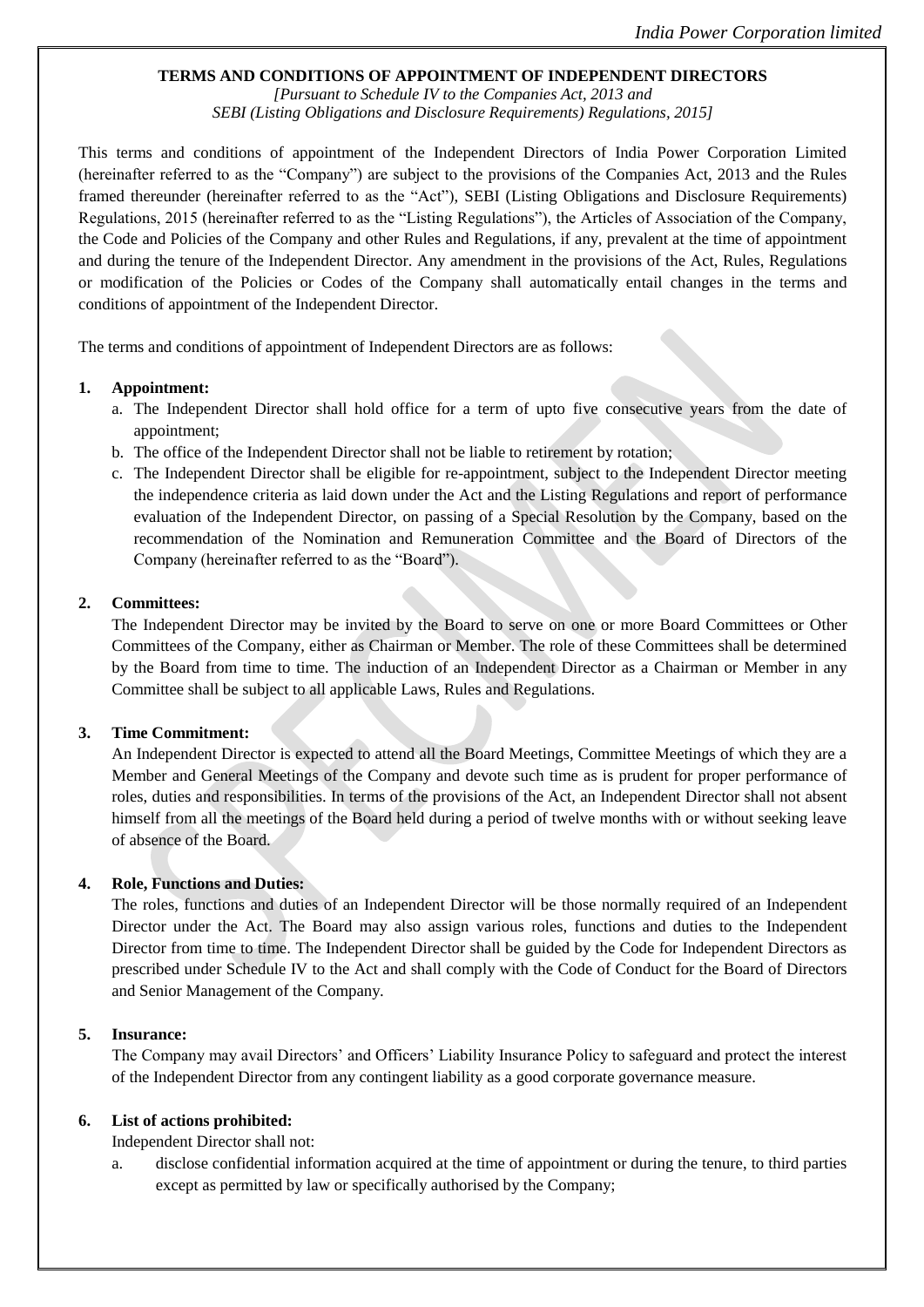**TERMS AND CONDITIONS OF APPOINTMENT OF INDEPENDENT DIRECTORS**

*[Pursuant to Schedule IV to the Companies Act, 2013 and*
*SEBI (Listing Obligations and Disclosure Requirements) Regulations, 2015]*

This terms and conditions of appointment of the Independent Directors of India Power Corporation Limited (hereinafter referred to as the "Company") are subject to the provisions of the Companies Act, 2013 and the Rules framed thereunder (hereinafter referred to as the "Act"), SEBI (Listing Obligations and Disclosure Requirements) Regulations, 2015 (hereinafter referred to as the "Listing Regulations"), the Articles of Association of the Company, the Code and Policies of the Company and other Rules and Regulations, if any, prevalent at the time of appointment and during the tenure of the Independent Director. Any amendment in the provisions of the Act, Rules, Regulations or modification of the Policies or Codes of the Company shall automatically entail changes in the terms and conditions of appointment of the Independent Director.

The terms and conditions of appointment of Independent Directors are as follows:

1. **Appointment:**
   a. The Independent Director shall hold office for a term of upto five consecutive years from the date of appointment;
   b. The office of the Independent Director shall not be liable to retirement by rotation;
   c. The Independent Director shall be eligible for re-appointment, subject to the Independent Director meeting the independence criteria as laid down under the Act and the Listing Regulations and report of performance evaluation of the Independent Director, on passing of a Special Resolution by the Company, based on the recommendation of the Nomination and Remuneration Committee and the Board of Directors of the Company (hereinafter referred to as the "Board").

2. **Committees:**
   The Independent Director may be invited by the Board to serve on one or more Board Committees or Other Committees of the Company, either as Chairman or Member. The role of these Committees shall be determined by the Board from time to time. The induction of an Independent Director as a Chairman or Member in any Committee shall be subject to all applicable Laws, Rules and Regulations.

3. **Time Commitment:**
   An Independent Director is expected to attend all the Board Meetings, Committee Meetings of which they are a Member and General Meetings of the Company and devote such time as is prudent for proper performance of roles, duties and responsibilities. In terms of the provisions of the Act, an Independent Director shall not absent himself from all the meetings of the Board held during a period of twelve months with or without seeking leave of absence of the Board.

4. **Role, Functions and Duties:**
   The roles, functions and duties of an Independent Director will be those normally required of an Independent Director under the Act. The Board may also assign various roles, functions and duties to the Independent Director from time to time. The Independent Director shall be guided by the Code for Independent Directors as prescribed under Schedule IV to the Act and shall comply with the Code of Conduct for the Board of Directors and Senior Management of the Company.

5. **Insurance:**
   The Company may avail Directors' and Officers' Liability Insurance Policy to safeguard and protect the interest of the Independent Director from any contingent liability as a good corporate governance measure.

6. **List of actions prohibited:**
   Independent Director shall not:
   a. disclose confidential information acquired at the time of appointment or during the tenure, to third parties except as permitted by law or specifically authorised by the Company;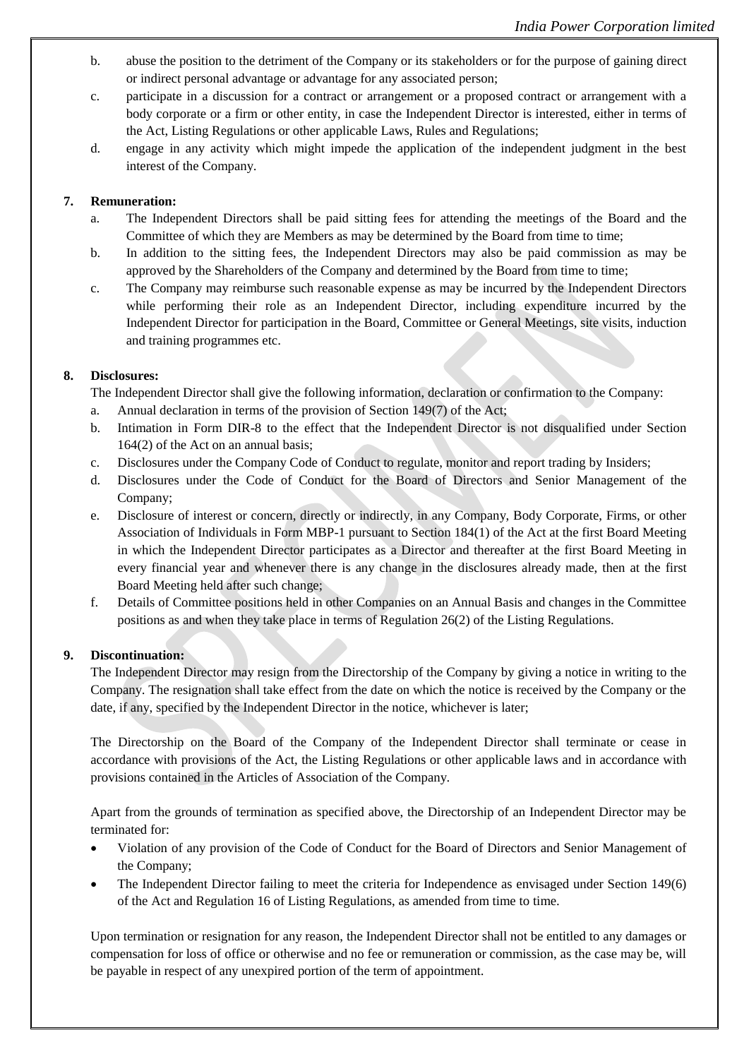b. abuse the position to the detriment of the Company or its stakeholders or for the purpose of gaining direct or indirect personal advantage or advantage for any associated person;

c. participate in a discussion for a contract or arrangement or a proposed contract or arrangement with a body corporate or a firm or other entity, in case the Independent Director is interested, either in terms of the Act, Listing Regulations or other applicable Laws, Rules and Regulations;

d. engage in any activity which might impede the application of the independent judgment in the best interest of the Company.

**7. Remuneration:**

a. The Independent Directors shall be paid sitting fees for attending the meetings of the Board and the Committee of which they are Members as may be determined by the Board from time to time;

b. In addition to the sitting fees, the Independent Directors may also be paid commission as may be approved by the Shareholders of the Company and determined by the Board from time to time;

c. The Company may reimburse such reasonable expense as may be incurred by the Independent Directors while performing their role as an Independent Director, including expenditure incurred by the Independent Director for participation in the Board, Committee or General Meetings, site visits, induction and training programmes etc.

**8. Disclosures:**

The Independent Director shall give the following information, declaration or confirmation to the Company:

a. Annual declaration in terms of the provision of Section 149(7) of the Act;

b. Intimation in Form DIR-8 to the effect that the Independent Director is not disqualified under Section 164(2) of the Act on an annual basis;

c. Disclosures under the Company Code of Conduct to regulate, monitor and report trading by Insiders;

d. Disclosures under the Code of Conduct for the Board of Directors and Senior Management of the Company;

e. Disclosure of interest or concern, directly or indirectly, in any Company, Body Corporate, Firms, or other Association of Individuals in Form MBP-1 pursuant to Section 184(1) of the Act at the first Board Meeting in which the Independent Director participates as a Director and thereafter at the first Board Meeting in every financial year and whenever there is any change in the disclosures already made, then at the first Board Meeting held after such change;

f. Details of Committee positions held in other Companies on an Annual Basis and changes in the Committee positions as and when they take place in terms of Regulation 26(2) of the Listing Regulations.

**9. Discontinuation:**

The Independent Director may resign from the Directorship of the Company by giving a notice in writing to the Company. The resignation shall take effect from the date on which the notice is received by the Company or the date, if any, specified by the Independent Director in the notice, whichever is later;

The Directorship on the Board of the Company of the Independent Director shall terminate or cease in accordance with provisions of the Act, the Listing Regulations or other applicable laws and in accordance with provisions contained in the Articles of Association of the Company.

Apart from the grounds of termination as specified above, the Directorship of an Independent Director may be terminated for:

- Violation of any provision of the Code of Conduct for the Board of Directors and Senior Management of the Company;
- The Independent Director failing to meet the criteria for Independence as envisaged under Section 149(6) of the Act and Regulation 16 of Listing Regulations, as amended from time to time.

Upon termination or resignation for any reason, the Independent Director shall not be entitled to any damages or compensation for loss of office or otherwise and no fee or remuneration or commission, as the case may be, will be payable in respect of any unexpired portion of the term of appointment.